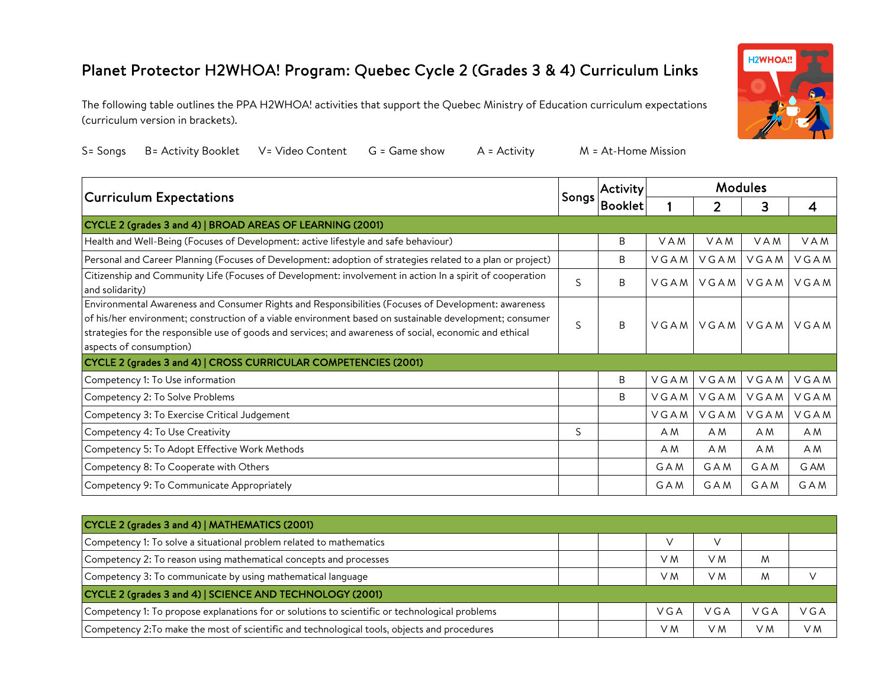# Planet Protector H2WHOA! Program: Quebec Cycle 2 (Grades 3 & 4) Curriculum Links

The following table outlines the PPA H2WHOA! activities that support the Quebec Ministry of Education curriculum expectations (curriculum version in brackets).

S= Songs B= Activity Booklet V= Video Content G = Game show A = Activity M = At-Home Mission

| Curriculum Expectations | Songs | Activity Booklet | Modules | | | |
|---|---|---|---|---|---|---|
| | | | 1 | 2 | 3 | 4 |
| **CYCLE 2 (grades 3 and 4) \| BROAD AREAS OF LEARNING (2001)** | | | | | | |
| Health and Well-Being (Focuses of Development: active lifestyle and safe behaviour) | | B | V A M | V A M | V A M | V A M |
| Personal and Career Planning (Focuses of Development: adoption of strategies related to a plan or project) | | B | V G A M | V G A M | V G A M | V G A M |
| Citizenship and Community Life (Focuses of Development: involvement in action In a spirit of cooperation and solidarity) | S | B | V G A M | V G A M | V G A M | V G A M |
| Environmental Awareness and Consumer Rights and Responsibilities (Focuses of Development: awareness of his/her environment; construction of a viable environment based on sustainable development; consumer strategies for the responsible use of goods and services; and awareness of social, economic and ethical aspects of consumption) | S | B | V G A M | V G A M | V G A M | V G A M |
| **CYCLE 2 (grades 3 and 4) \| CROSS CURRICULAR COMPETENCIES (2001)** | | | | | | |
| Competency 1: To Use information | | B | V G A M | V G A M | V G A M | V G A M |
| Competency 2: To Solve Problems | | B | V G A M | V G A M | V G A M | V G A M |
| Competency 3: To Exercise Critical Judgement | | | V G A M | V G A M | V G A M | V G A M |
| Competency 4: To Use Creativity | S | | A M | A M | A M | A M |
| Competency 5: To Adopt Effective Work Methods | | | A M | A M | A M | A M |
| Competency 8: To Cooperate with Others | | | G A M | G A M | G A M | G A M |
| Competency 9: To Communicate Appropriately | | | G A M | G A M | G A M | G A M |

| **CYCLE 2 (grades 3 and 4) \| MATHEMATICS (2001)** | | | | | | |
|---|---|---|---|---|---|---|
| Competency 1: To solve a situational problem related to mathematics | | | V | V | | |
| Competency 2: To reason using mathematical concepts and processes | | | V M | V M | M | |
| Competency 3: To communicate by using mathematical language | | | V M | V M | M | V |
| **CYCLE 2 (grades 3 and 4) \| SCIENCE AND TECHNOLOGY (2001)** | | | | | | |
| Competency 1: To propose explanations for or solutions to scientific or technological problems | | | V G A | V G A | V G A | V G A |
| Competency 2:To make the most of scientific and technological tools, objects and procedures | | | V M | V M | V M | V M |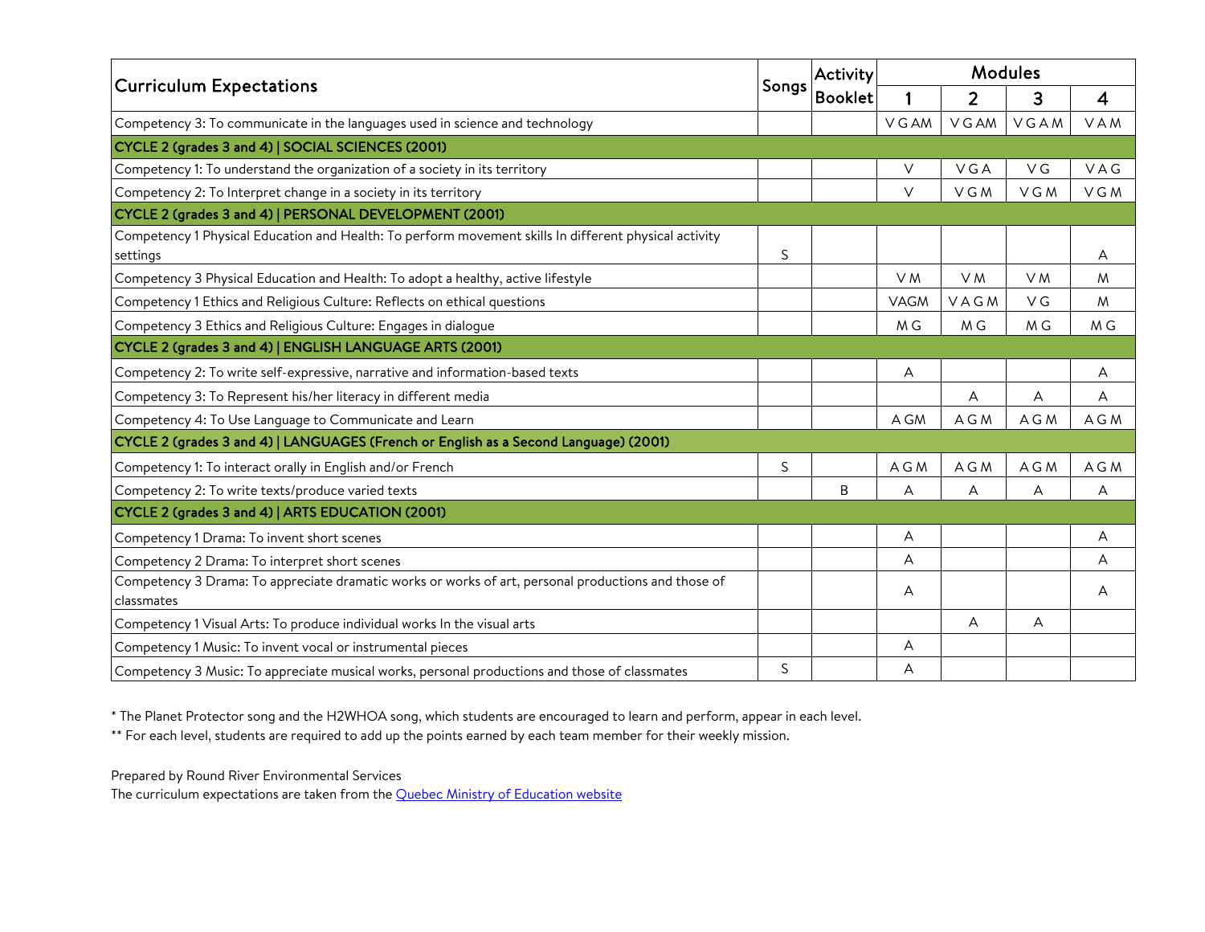| Curriculum Expectations | Songs | Activity Booklet | Modules | | | |
|---|---|---|---|---|---|---|
| | | | 1 | 2 | 3 | 4 |
| Competency 3: To communicate in the languages used in science and technology | | | V G AM | V G AM | V G A M | V A M |
| **CYCLE 2 (grades 3 and 4) \| SOCIAL SCIENCES (2001)** | | | | | | |
| Competency 1: To understand the organization of a society in its territory | | | V | V G A | V G | V A G |
| Competency 2: To Interpret change in a society in its territory | | | V | V G M | V G M | V G M |
| **CYCLE 2 (grades 3 and 4) \| PERSONAL DEVELOPMENT (2001)** | | | | | | |
| Competency 1 Physical Education and Health: To perform movement skills In different physical activity settings | S | | | | | A |
| Competency 3 Physical Education and Health: To adopt a healthy, active lifestyle | | | V M | V M | V M | M |
| Competency 1 Ethics and Religious Culture: Reflects on ethical questions | | | VAGM | V A G M | V G | M |
| Competency 3 Ethics and Religious Culture: Engages in dialogue | | | M G | M G | M G | M G |
| **CYCLE 2 (grades 3 and 4) \| ENGLISH LANGUAGE ARTS (2001)** | | | | | | |
| Competency 2: To write self-expressive, narrative and information-based texts | | | A | | | A |
| Competency 3: To Represent his/her literacy in different media | | | | A | A | A |
| Competency 4: To Use Language to Communicate and Learn | | | A GM | A G M | A G M | A G M |
| **CYCLE 2 (grades 3 and 4) \| LANGUAGES (French or English as a Second Language) (2001)** | | | | | | |
| Competency 1: To interact orally in English and/or French | S | | A G M | A G M | A G M | A G M |
| Competency 2: To write texts/produce varied texts | | B | A | A | A | A |
| **CYCLE 2 (grades 3 and 4) \| ARTS EDUCATION (2001)** | | | | | | |
| Competency 1 Drama: To invent short scenes | | | A | | | A |
| Competency 2 Drama: To interpret short scenes | | | A | | | A |
| Competency 3 Drama: To appreciate dramatic works or works of art, personal productions and those of classmates | | | A | | | A |
| Competency 1 Visual Arts: To produce individual works In the visual arts | | | | A | A | |
| Competency 1 Music: To invent vocal or instrumental pieces | | | A | | | |
| Competency 3 Music: To appreciate musical works, personal productions and those of classmates | S | | A | | | |

\* The Planet Protector song and the H2WHOA song, which students are encouraged to learn and perform, appear in each level.

\*\* For each level, students are required to add up the points earned by each team member for their weekly mission.

Prepared by Round River Environmental Services

The curriculum expectations are taken from the Quebec Ministry of Education website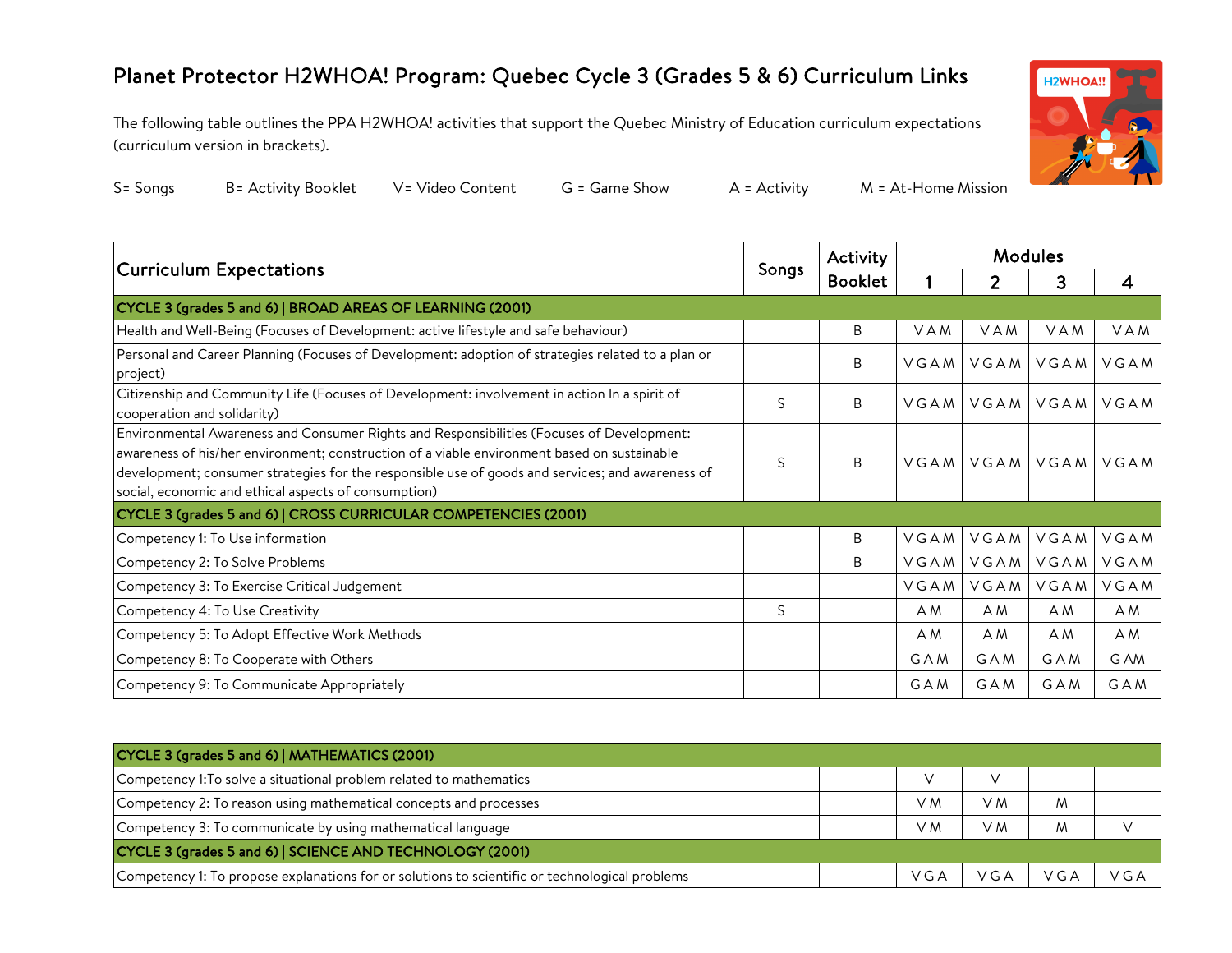# Planet Protector H2WHOA! Program: Quebec Cycle 3 (Grades 5 & 6) Curriculum Links

The following table outlines the PPA H2WHOA! activities that support the Quebec Ministry of Education curriculum expectations (curriculum version in brackets).

S= Songs B= Activity Booklet V= Video Content G = Game Show A = Activity M = At-Home Mission

| Curriculum Expectations | Songs | Activity Booklet | Modules | | | |
|---|---|---|---|---|---|---|
| | | | 1 | 2 | 3 | 4 |
| **CYCLE 3 (grades 5 and 6) \| BROAD AREAS OF LEARNING (2001)** | | | | | | |
| Health and Well-Being (Focuses of Development: active lifestyle and safe behaviour) | | B | V A M | V A M | V A M | V A M |
| Personal and Career Planning (Focuses of Development: adoption of strategies related to a plan or project) | | B | V G A M | V G A M | V G A M | V G A M |
| Citizenship and Community Life (Focuses of Development: involvement in action In a spirit of cooperation and solidarity) | S | B | V G A M | V G A M | V G A M | V G A M |
| Environmental Awareness and Consumer Rights and Responsibilities (Focuses of Development: awareness of his/her environment; construction of a viable environment based on sustainable development; consumer strategies for the responsible use of goods and services; and awareness of social, economic and ethical aspects of consumption) | S | B | V G A M | V G A M | V G A M | V G A M |
| **CYCLE 3 (grades 5 and 6) \| CROSS CURRICULAR COMPETENCIES (2001)** | | | | | | |
| Competency 1: To Use information | | B | V G A M | V G A M | V G A M | V G A M |
| Competency 2: To Solve Problems | | B | V G A M | V G A M | V G A M | V G A M |
| Competency 3: To Exercise Critical Judgement | | | V G A M | V G A M | V G A M | V G A M |
| Competency 4: To Use Creativity | S | | A M | A M | A M | A M |
| Competency 5: To Adopt Effective Work Methods | | | A M | A M | A M | A M |
| Competency 8: To Cooperate with Others | | | G A M | G A M | G A M | G AM |
| Competency 9: To Communicate Appropriately | | | G A M | G A M | G A M | G A M |

| | | | | | | |
|---|---|---|---|---|---|---|
| **CYCLE 3 (grades 5 and 6) \| MATHEMATICS (2001)** | | | | | | |
| Competency 1:To solve a situational problem related to mathematics | | | V | V | | |
| Competency 2: To reason using mathematical concepts and processes | | | V M | V M | M | |
| Competency 3: To communicate by using mathematical language | | | V M | V M | M | V |
| **CYCLE 3 (grades 5 and 6) \| SCIENCE AND TECHNOLOGY (2001)** | | | | | | |
| Competency 1: To propose explanations for or solutions to scientific or technological problems | | | V G A | V G A | V G A | V G A |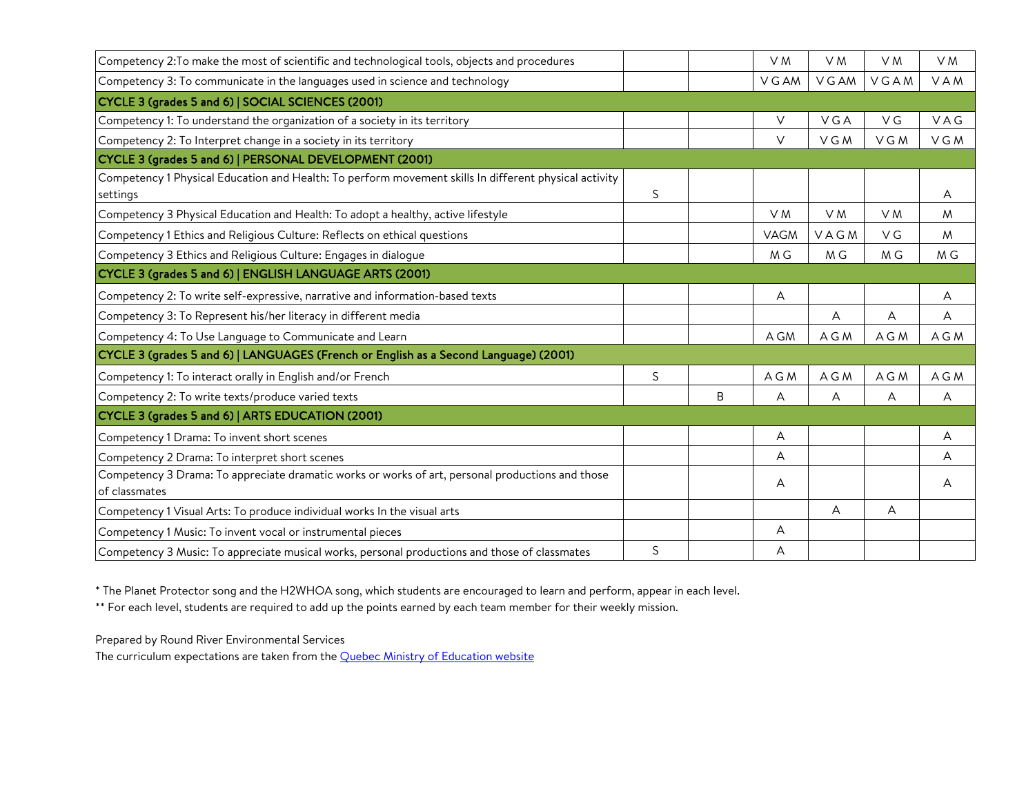| | | | | | | |
|---|---|---|---|---|---|---|
| Competency 2:To make the most of scientific and technological tools, objects and procedures | | | V M | V M | V M | V M |
| Competency 3: To communicate in the languages used in science and technology | | | V G AM | V G AM | V G A M | V A M |
| **CYCLE 3 (grades 5 and 6) \| SOCIAL SCIENCES (2001)** | | | | | | |
| Competency 1: To understand the organization of a society in its territory | | | V | V G A | V G | V A G |
| Competency 2: To Interpret change in a society in its territory | | | V | V G M | V G M | V G M |
| **CYCLE 3 (grades 5 and 6) \| PERSONAL DEVELOPMENT (2001)** | | | | | | |
| Competency 1 Physical Education and Health: To perform movement skills In different physical activity settings | S | | | | | A |
| Competency 3 Physical Education and Health: To adopt a healthy, active lifestyle | | | V M | V M | V M | M |
| Competency 1 Ethics and Religious Culture: Reflects on ethical questions | | | VAGM | V A G M | V G | M |
| Competency 3 Ethics and Religious Culture: Engages in dialogue | | | M G | M G | M G | M G |
| **CYCLE 3 (grades 5 and 6) \| ENGLISH LANGUAGE ARTS (2001)** | | | | | | |
| Competency 2: To write self-expressive, narrative and information-based texts | | | A | | | A |
| Competency 3: To Represent his/her literacy in different media | | | | A | A | A |
| Competency 4: To Use Language to Communicate and Learn | | | A GM | A G M | A G M | A G M |
| **CYCLE 3 (grades 5 and 6) \| LANGUAGES (French or English as a Second Language) (2001)** | | | | | | |
| Competency 1: To interact orally in English and/or French | S | | A G M | A G M | A G M | A G M |
| Competency 2: To write texts/produce varied texts | | B | A | A | A | A |
| **CYCLE 3 (grades 5 and 6) \| ARTS EDUCATION (2001)** | | | | | | |
| Competency 1 Drama: To invent short scenes | | | A | | | A |
| Competency 2 Drama: To interpret short scenes | | | A | | | A |
| Competency 3 Drama: To appreciate dramatic works or works of art, personal productions and those of classmates | | | A | | | A |
| Competency 1 Visual Arts: To produce individual works In the visual arts | | | | A | A | |
| Competency 1 Music: To invent vocal or instrumental pieces | | | A | | | |
| Competency 3 Music: To appreciate musical works, personal productions and those of classmates | S | | A | | | |

* The Planet Protector song and the H2WHOA song, which students are encouraged to learn and perform, appear in each level.

** For each level, students are required to add up the points earned by each team member for their weekly mission.

Prepared by Round River Environmental Services

The curriculum expectations are taken from the [Quebec Ministry of Education website]